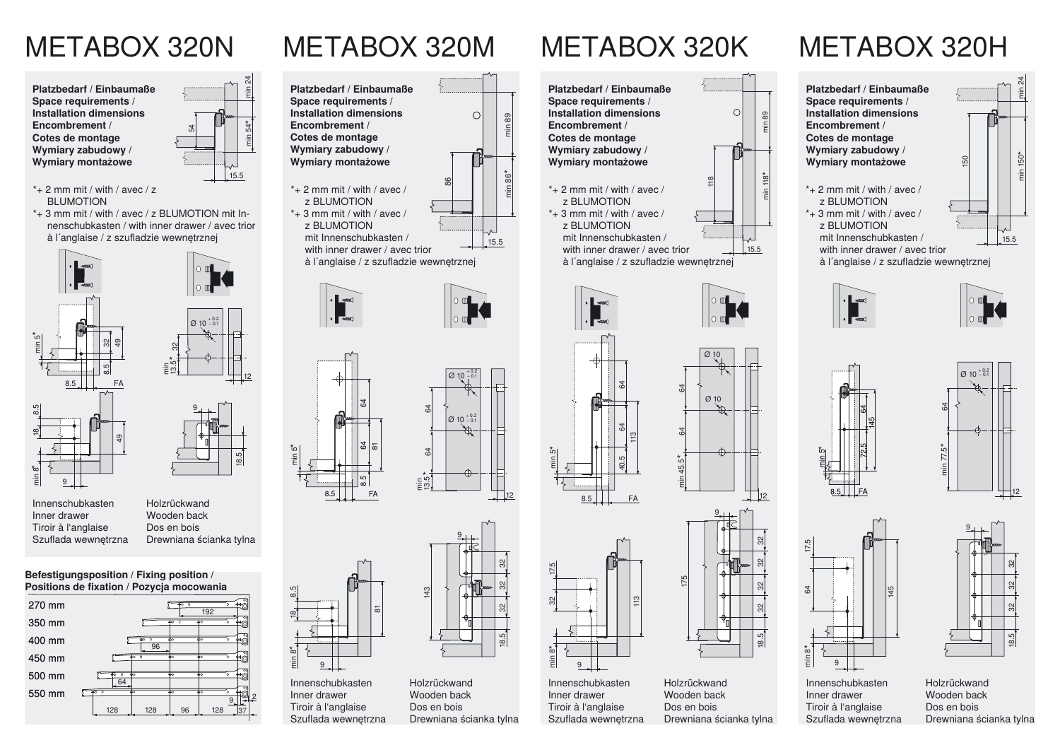# METABOX 320N

**Platzbedarf / Einbaumaße**
**Space requirements /**
**Installation dimensions**
**Encombrement /**
**Cotes de montage**
**Wymiary zabudowy /**
**Wymiary montażowe**

*+ 2 mm mit / with / avec / z BLUMOTION

*+ 3 mm mit / with / avec / z BLUMOTION mit Innenschubkasten / with inner drawer / avec trior à l´anglaise / z szufladzie wewnętrznej

Innenschubkasten
Inner drawer
Tiroir à l'anglaise
Szuflada wewnętrzna

Holzrückwand
Wooden back
Dos en bois
Drewniana ścianka tylna

**Befestigungsposition / Fixing position / Positions de fixation / Pozycja mocowania**

- 270 mm
- 350 mm
- 400 mm
- 450 mm
- 500 mm
- 550 mm

# METABOX 320M

**Platzbedarf / Einbaumaße**
**Space requirements /**
**Installation dimensions**
**Encombrement /**
**Cotes de montage**
**Wymiary zabudowy /**
**Wymiary montażowe**

*+ 2 mm mit / with / avec / z BLUMOTION

*+ 3 mm mit / with / avec / z BLUMOTION mit Innenschubkasten / with inner drawer / avec trior à l´anglaise / z szufladzie wewnętrznej

Innenschubkasten
Inner drawer
Tiroir à l'anglaise
Szuflada wewnętrzna

Holzrückwand
Wooden back
Dos en bois
Drewniana ścianka tylna

# METABOX 320K

**Platzbedarf / Einbaumaße**
**Space requirements /**
**Installation dimensions**
**Encombrement /**
**Cotes de montage**
**Wymiary zabudowy /**
**Wymiary montażowe**

*+ 2 mm mit / with / avec / z BLUMOTION

*+ 3 mm mit / with / avec / z BLUMOTION mit Innenschubkasten / with inner drawer / avec trior à l´anglaise / z szufladzie wewnętrznej

Innenschubkasten
Inner drawer
Tiroir à l'anglaise
Szuflada wewnętrzna

Holzrückwand
Wooden back
Dos en bois
Drewniana ścianka tylna

# METABOX 320H

**Platzbedarf / Einbaumaße**
**Space requirements /**
**Installation dimensions**
**Encombrement /**
**Cotes de montage**
**Wymiary zabudowy /**
**Wymiary montażowe**

*+ 2 mm mit / with / avec / z BLUMOTION

*+ 3 mm mit / with / avec / z BLUMOTION mit Innenschubkasten / with inner drawer / avec trior à l´anglaise / z szufladzie wewnętrznej

Innenschubkasten
Inner drawer
Tiroir à l'anglaise
Szuflada wewnętrzna

Holzrückwand
Wooden back
Dos en bois
Drewniana ścianka tylna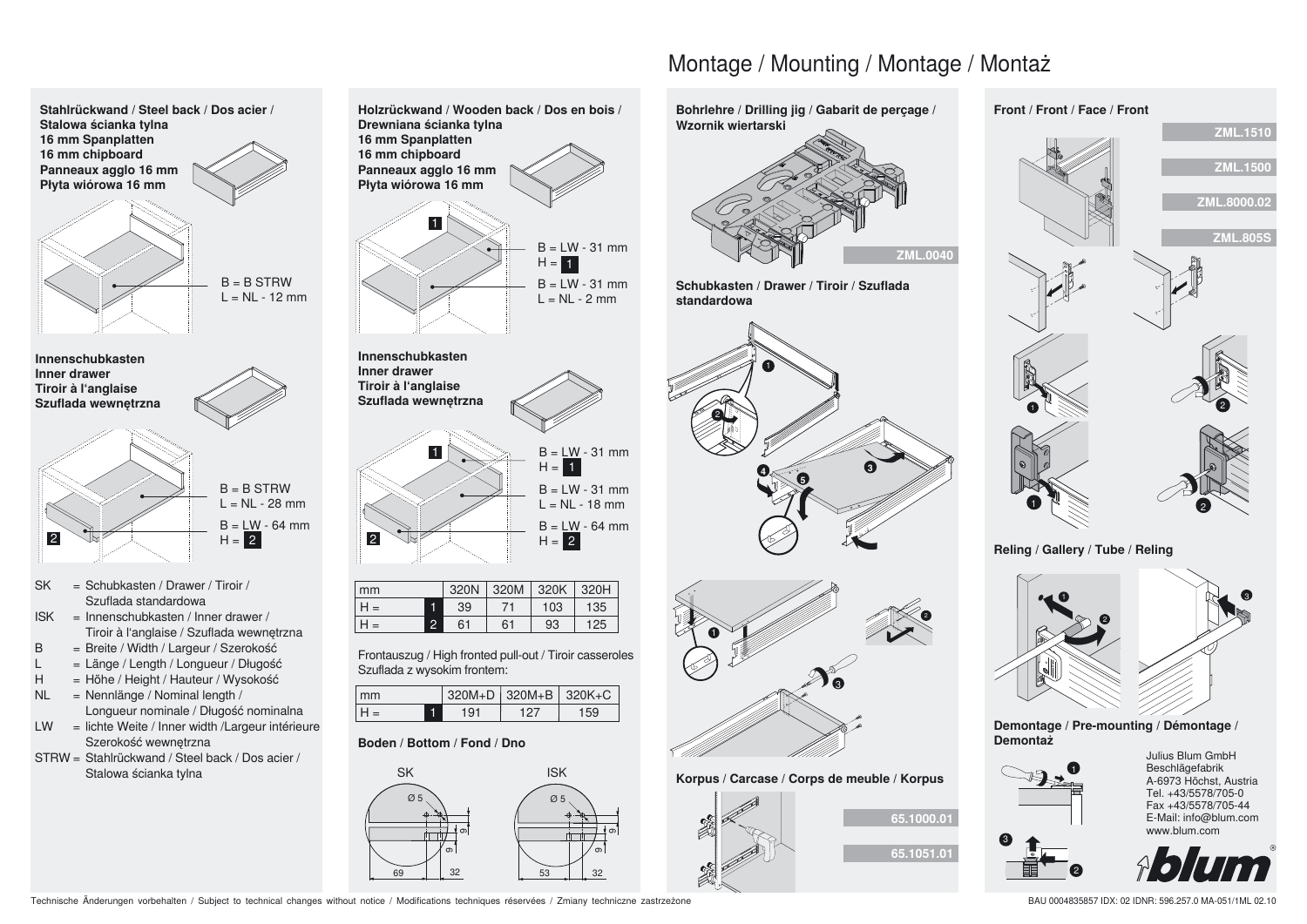# Montage / Mounting / Montage / Montaż

**Stahlrückwand / Steel back / Dos acier / Stalowa ścianka tylna**
**16 mm Spanplatten**
**16 mm chipboard**
**Panneaux agglo 16 mm**
**Płyta wiórowa 16 mm**

B = B STRW
L = NL - 12 mm

**Innenschubkasten**
**Inner drawer**
**Tiroir à l'anglaise**
**Szuflada wewnętrzna**

B = B STRW
L = NL - 28 mm

B = LW - 64 mm
H = 2

- SK = Schubkasten / Drawer / Tiroir / Szuflada standardowa
- ISK = Innenschubkasten / Inner drawer / Tiroir à l'anglaise / Szuflada wewnętrzna
- B = Breite / Width / Largeur / Szerokość
- L = Länge / Length / Longueur / Długość
- H = Höhe / Height / Hauteur / Wysokość
- NL = Nennlänge / Nominal length / Longueur nominale / Długość nominalna
- LW = lichte Weite / Inner width /Largeur intérieure Szerokość wewnętrzna
- STRW = Stahlrückwand / Steel back / Dos acier / Stalowa ścianka tylna

**Holzrückwand / Wooden back / Dos en bois / Drewniana ścianka tylna**
**16 mm Spanplatten**
**16 mm chipboard**
**Panneaux agglo 16 mm**
**Płyta wiórowa 16 mm**

1

B = LW - 31 mm
H = 1

B = LW - 31 mm
L = NL - 2 mm

**Innenschubkasten**
**Inner drawer**
**Tiroir à l'anglaise**
**Szuflada wewnętrzna**

1

B = LW - 31 mm
H = 1

B = LW - 31 mm
L = NL - 18 mm

B = LW - 64 mm
H = 2

2

| mm | | 320N | 320M | 320K | 320H |
|---|---|---|---|---|---|
| H = | 1 | 39 | 71 | 103 | 135 |
| H = | 2 | 61 | 61 | 93 | 125 |

Frontauszug / High fronted pull-out / Tiroir casseroles
Szuflada z wysokim frontem:

| mm | | 320M+D | 320M+B | 320K+C |
|---|---|---|---|---|
| H = | 1 | 191 | 127 | 159 |

**Boden / Bottom / Fond / Dno**

SK
Ø 5
9
9
69
32

ISK
Ø 5
9
9
53
32

**Bohrlehre / Drilling jig / Gabarit de perçage / Wzornik wiertarski**

ZML.0040

**Schubkasten / Drawer / Tiroir / Szuflada standardowa**

**Korpus / Carcase / Corps de meuble / Korpus**

65.1000.01

65.1051.01

**Front / Front / Face / Front**

ZML.1510
ZML.1500
ZML.8000.02
ZML.805S

**Reling / Gallery / Tube / Reling**

**Demontage / Pre-mounting / Démontage / Demontaż**

Julius Blum GmbH
Beschlägefabrik
A-6973 Höchst, Austria
Tel. +43/5578/705-0
Fax +43/5578/705-44
E-Mail: info@blum.com
www.blum.com

blum®

Technische Änderungen vorbehalten / Subject to technical changes without notice / Modifications techniques réservées / Zmiany techniczne zastrzeżone

BAU 0004835857 IDX: 02 IDNR: 596.257.0 MA-051/1ML 02.10